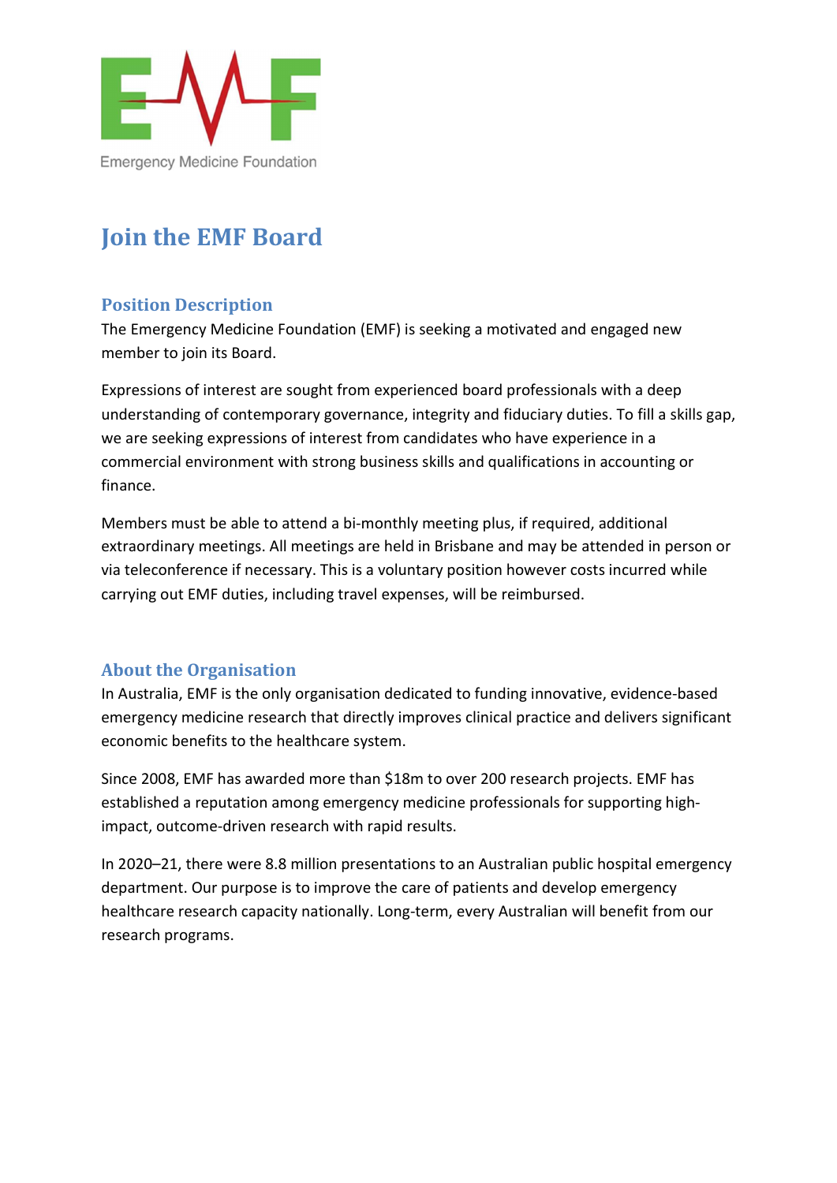Emergency Medicine Foundation

# Join the EMF Board

## Position Description

The Emergency Medicine Foundation (EMF) is seeking a motivated and engaged new member to join its Board.

Expressions of interest are sought from experienced board professionals with a deep understanding of contemporary governance, integrity and fiduciary duties. To fill a skills gap, we are seeking expressions of interest from candidates who have experience in a commercial environment with strong business skills and qualifications in accounting or finance.

Members must be able to attend a bi-monthly meeting plus, if required, additional extraordinary meetings. All meetings are held in Brisbane and may be attended in person or via teleconference if necessary. This is a voluntary position however costs incurred while carrying out EMF duties, including travel expenses, will be reimbursed.

## About the Organisation

In Australia, EMF is the only organisation dedicated to funding innovative, evidence-based emergency medicine research that directly improves clinical practice and delivers significant economic benefits to the healthcare system.

Since 2008, EMF has awarded more than $18m to over 200 research projects. EMF has established a reputation among emergency medicine professionals for supporting high-impact, outcome-driven research with rapid results.

In 2020–21, there were 8.8 million presentations to an Australian public hospital emergency department. Our purpose is to improve the care of patients and develop emergency healthcare research capacity nationally. Long-term, every Australian will benefit from our research programs.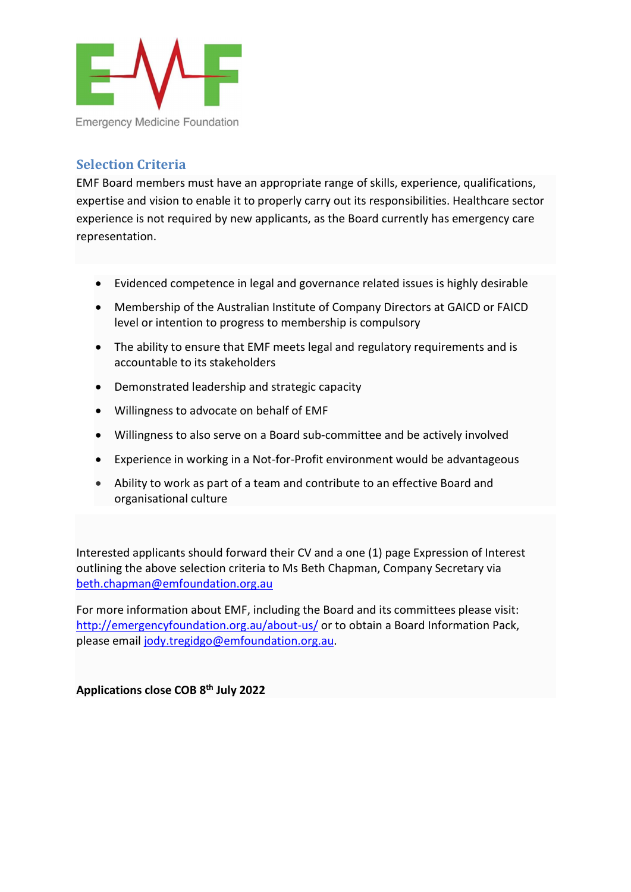Emergency Medicine Foundation

## Selection Criteria

EMF Board members must have an appropriate range of skills, experience, qualifications, expertise and vision to enable it to properly carry out its responsibilities. Healthcare sector experience is not required by new applicants, as the Board currently has emergency care representation.

- Evidenced competence in legal and governance related issues is highly desirable
- Membership of the Australian Institute of Company Directors at GAICD or FAICD level or intention to progress to membership is compulsory
- The ability to ensure that EMF meets legal and regulatory requirements and is accountable to its stakeholders
- Demonstrated leadership and strategic capacity
- Willingness to advocate on behalf of EMF
- Willingness to also serve on a Board sub-committee and be actively involved
- Experience in working in a Not-for-Profit environment would be advantageous
- Ability to work as part of a team and contribute to an effective Board and organisational culture

Interested applicants should forward their CV and a one (1) page Expression of Interest outlining the above selection criteria to Ms Beth Chapman, Company Secretary via beth.chapman@emfoundation.org.au

For more information about EMF, including the Board and its committees please visit: http://emergencyfoundation.org.au/about-us/ or to obtain a Board Information Pack, please email jody.tregidgo@emfoundation.org.au.

**Applications close COB 8th July 2022**